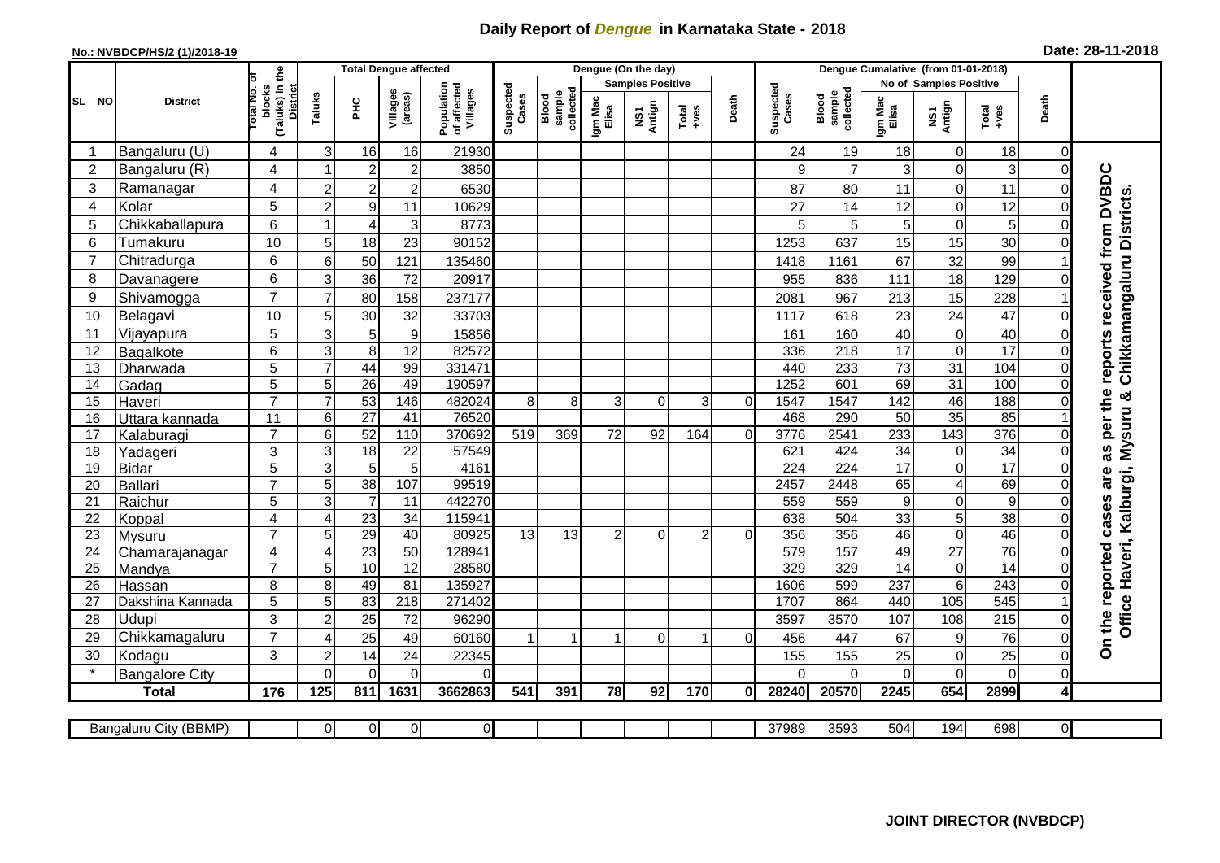# Daily Report of *Dengue* in Karnataka State - 2018

**No.: NVBDCP/HS/2 (1)/2018-19**

**Date: 28-11-2018**

| SL NO | District | Total No. of blocks (Taluks) in the District | Total Dengue affected | | | | Dengue (On the day) | | | | | | | Dengue Cumalative (from 01-01-2018) | | | | | | | |
|---|---|---|---|---|---|---|---|---|---|---|---|---|---|---|---|---|---|---|---|---|
| | | | Taluks | PHC | Villages (areas) | Population of affected Villages | Suspected Cases | Blood sample collected | Samples Positive | | | Death | Suspected Cases | Blood sample collected | No of Samples Positive | | | Death | |
| | | | | | | | | | Igm Mac Elisa | NS1 Antign | Total +ves | | | | Igm Mac Elisa | NS1 Antign | Total +ves | | |
| 1 | Bangaluru (U) | 4 | 3 | 16 | 16 | 21930 | | | | | | | 24 | 19 | 18 | 0 | 18 | 0 | On the reported cases are as per the reports received from DVBDC Office Haveri, Kalburgi, Mysuru & Chikkamangaluru Districts. |
| 2 | Bangaluru (R) | 4 | 1 | 2 | 2 | 3850 | | | | | | | 9 | 7 | 3 | 0 | 3 | 0 | |
| 3 | Ramanagar | 4 | 2 | 2 | 2 | 6530 | | | | | | | 87 | 80 | 11 | 0 | 11 | 0 | |
| 4 | Kolar | 5 | 2 | 9 | 11 | 10629 | | | | | | | 27 | 14 | 12 | 0 | 12 | 0 | |
| 5 | Chikkaballapura | 6 | 1 | 4 | 3 | 8773 | | | | | | | 5 | 5 | 5 | 0 | 5 | 0 | |
| 6 | Tumakuru | 10 | 5 | 18 | 23 | 90152 | | | | | | | 1253 | 637 | 15 | 15 | 30 | 0 | |
| 7 | Chitradurga | 6 | 6 | 50 | 121 | 135460 | | | | | | | 1418 | 1161 | 67 | 32 | 99 | 1 | |
| 8 | Davanagere | 6 | 3 | 36 | 72 | 20917 | | | | | | | 955 | 836 | 111 | 18 | 129 | 0 | |
| 9 | Shivamogga | 7 | 7 | 80 | 158 | 237177 | | | | | | | 2081 | 967 | 213 | 15 | 228 | 1 | |
| 10 | Belagavi | 10 | 5 | 30 | 32 | 33703 | | | | | | | 1117 | 618 | 23 | 24 | 47 | 0 | |
| 11 | Vijayapura | 5 | 3 | 5 | 9 | 15856 | | | | | | | 161 | 160 | 40 | 0 | 40 | 0 | |
| 12 | Bagalkote | 6 | 3 | 8 | 12 | 82572 | | | | | | | 336 | 218 | 17 | 0 | 17 | 0 | |
| 13 | Dharwada | 5 | 7 | 44 | 99 | 331471 | | | | | | | 440 | 233 | 73 | 31 | 104 | 0 | |
| 14 | Gadag | 5 | 5 | 26 | 49 | 190597 | | | | | | | 1252 | 601 | 69 | 31 | 100 | 0 | |
| 15 | Haveri | 7 | 7 | 53 | 146 | 482024 | 8 | 8 | 3 | 0 | 3 | 0 | 1547 | 1547 | 142 | 46 | 188 | 0 | |
| 16 | Uttara kannada | 11 | 6 | 27 | 41 | 76520 | | | | | | | 468 | 290 | 50 | 35 | 85 | 1 | |
| 17 | Kalaburagi | 7 | 6 | 52 | 110 | 370692 | 519 | 369 | 72 | 92 | 164 | 0 | 3776 | 2541 | 233 | 143 | 376 | 0 | |
| 18 | Yadageri | 3 | 3 | 18 | 22 | 57549 | | | | | | | 621 | 424 | 34 | 0 | 34 | 0 | |
| 19 | Bidar | 5 | 3 | 5 | 5 | 4161 | | | | | | | 224 | 224 | 17 | 0 | 17 | 0 | |
| 20 | Ballari | 7 | 5 | 38 | 107 | 99519 | | | | | | | 2457 | 2448 | 65 | 4 | 69 | 0 | |
| 21 | Raichur | 5 | 3 | 7 | 11 | 442270 | | | | | | | 559 | 559 | 9 | 0 | 9 | 0 | |
| 22 | Koppal | 4 | 4 | 23 | 34 | 115941 | | | | | | | 638 | 504 | 33 | 5 | 38 | 0 | |
| 23 | Mysuru | 7 | 5 | 29 | 40 | 80925 | 13 | 13 | 2 | 0 | 2 | 0 | 356 | 356 | 46 | 0 | 46 | 0 | |
| 24 | Chamarajanagar | 4 | 4 | 23 | 50 | 128941 | | | | | | | 579 | 157 | 49 | 27 | 76 | 0 | |
| 25 | Mandya | 7 | 5 | 10 | 12 | 28580 | | | | | | | 329 | 329 | 14 | 0 | 14 | 0 | |
| 26 | Hassan | 8 | 8 | 49 | 81 | 135927 | | | | | | | 1606 | 599 | 237 | 6 | 243 | 0 | |
| 27 | Dakshina Kannada | 5 | 5 | 83 | 218 | 271402 | | | | | | | 1707 | 864 | 440 | 105 | 545 | 1 | |
| 28 | Udupi | 3 | 2 | 25 | 72 | 96290 | | | | | | | 3597 | 3570 | 107 | 108 | 215 | 0 | |
| 29 | Chikkamagaluru | 7 | 4 | 25 | 49 | 60160 | 1 | 1 | 1 | 0 | 1 | 0 | 456 | 447 | 67 | 9 | 76 | 0 | |
| 30 | Kodagu | 3 | 2 | 14 | 24 | 22345 | | | | | | | 155 | 155 | 25 | 0 | 25 | 0 | |
| * | Bangalore City | | 0 | 0 | 0 | 0 | | | | | | | 0 | 0 | 0 | 0 | 0 | 0 | |
| | **Total** | **176** | **125** | **811** | **1631** | **3662863** | **541** | **391** | **78** | **92** | **170** | **0** | **28240** | **20570** | **2245** | **654** | **2899** | **4** | |

| Bangaluru City (BBMP) | | 0 | 0 | 0 | 0 | | | | | | | 37989 | 3593 | 504 | 194 | 698 | 0 |
|---|---|---|---|---|---|---|---|---|---|---|---|---|---|---|---|---|---|

**JOINT DIRECTOR (NVBDCP)**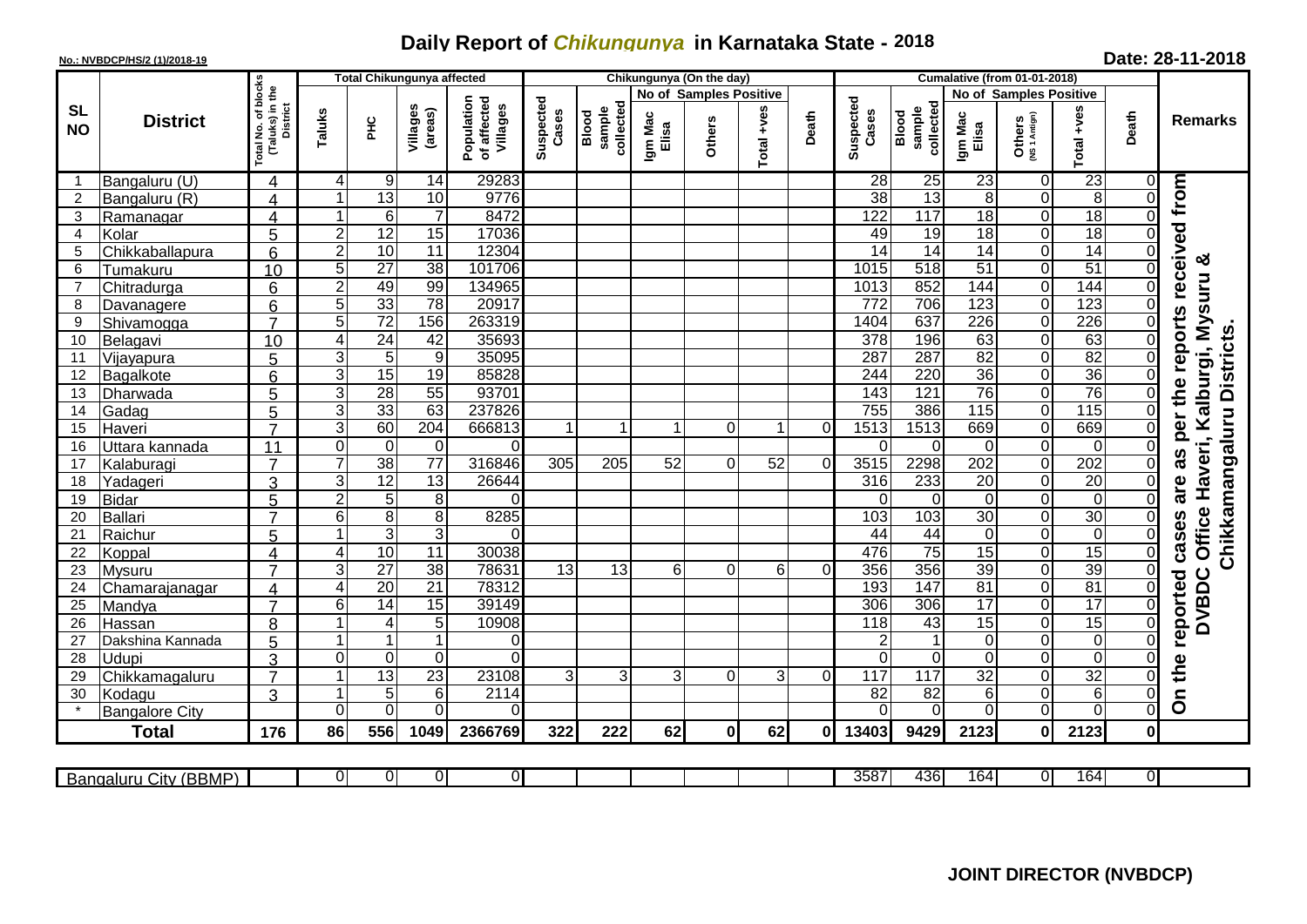# Daily Report of *Chikungunya* in Karnataka State - 2018

**No.: NVBDCP/HS/2 (1)/2018-19**

**Date: 28-11-2018**

| SL NO | District | Total No. of blocks (Taluks) in the District | Total Chikungunya affected | | | | Chikungunya (On the day) | | | | | | | Cumalative (from 01-01-2018) | | | | | | | Remarks |
|---|---|---|---|---|---|---|---|---|---|---|---|---|---|---|---|---|---|---|---|---|---|
| | | | Taluks | PHC | Villages (areas) | Population of affected Villages | Suspected Cases | Blood sample collected | No of Samples Positive | | | Death | Suspected Cases | Blood sample collected | No of Samples Positive | | | Death | |
| | | | | | | | | | Igm Mac Elisa | Others | Total +ves | | | | Igm Mac Elisa | Others (NS 1 Antign) | Total +ves | | |
| 1 | Bangaluru (U) | 4 | 4 | 9 | 14 | 29283 | | | | | | | 28 | 25 | 23 | 0 | 23 | 0 | On the reported cases are as per the reports received from DVBDC Office Haveri, Kalburgi, Mysuru & Chikkamangaluru Districts. |
| 2 | Bangaluru (R) | 4 | 1 | 13 | 10 | 9776 | | | | | | | 38 | 13 | 8 | 0 | 8 | 0 | |
| 3 | Ramanagar | 4 | 1 | 6 | 7 | 8472 | | | | | | | 122 | 117 | 18 | 0 | 18 | 0 | |
| 4 | Kolar | 5 | 2 | 12 | 15 | 17036 | | | | | | | 49 | 19 | 18 | 0 | 18 | 0 | |
| 5 | Chikkaballapura | 6 | 2 | 10 | 11 | 12304 | | | | | | | 14 | 14 | 14 | 0 | 14 | 0 | |
| 6 | Tumakuru | 10 | 5 | 27 | 38 | 101706 | | | | | | | 1015 | 518 | 51 | 0 | 51 | 0 | |
| 7 | Chitradurga | 6 | 2 | 49 | 99 | 134965 | | | | | | | 1013 | 852 | 144 | 0 | 144 | 0 | |
| 8 | Davanagere | 6 | 5 | 33 | 78 | 20917 | | | | | | | 772 | 706 | 123 | 0 | 123 | 0 | |
| 9 | Shivamogga | 7 | 5 | 72 | 156 | 263319 | | | | | | | 1404 | 637 | 226 | 0 | 226 | 0 | |
| 10 | Belagavi | 10 | 4 | 24 | 42 | 35693 | | | | | | | 378 | 196 | 63 | 0 | 63 | 0 | |
| 11 | Vijayapura | 5 | 3 | 5 | 9 | 35095 | | | | | | | 287 | 287 | 82 | 0 | 82 | 0 | |
| 12 | Bagalkote | 6 | 3 | 15 | 19 | 85828 | | | | | | | 244 | 220 | 36 | 0 | 36 | 0 | |
| 13 | Dharwada | 5 | 3 | 28 | 55 | 93701 | | | | | | | 143 | 121 | 76 | 0 | 76 | 0 | |
| 14 | Gadag | 5 | 3 | 33 | 63 | 237826 | | | | | | | 755 | 386 | 115 | 0 | 115 | 0 | |
| 15 | Haveri | 7 | 3 | 60 | 204 | 666813 | 1 | 1 | 1 | 0 | 1 | 0 | 1513 | 1513 | 669 | 0 | 669 | 0 | |
| 16 | Uttara kannada | 11 | 0 | 0 | 0 | 0 | | | | | | | 0 | 0 | 0 | 0 | 0 | 0 | |
| 17 | Kalaburagi | 7 | 7 | 38 | 77 | 316846 | 305 | 205 | 52 | 0 | 52 | 0 | 3515 | 2298 | 202 | 0 | 202 | 0 | |
| 18 | Yadageri | 3 | 3 | 12 | 13 | 26644 | | | | | | | 316 | 233 | 20 | 0 | 20 | 0 | |
| 19 | Bidar | 5 | 2 | 5 | 8 | 0 | | | | | | | 0 | 0 | 0 | 0 | 0 | 0 | |
| 20 | Ballari | 7 | 6 | 8 | 8 | 8285 | | | | | | | 103 | 103 | 30 | 0 | 30 | 0 | |
| 21 | Raichur | 5 | 1 | 3 | 3 | 0 | | | | | | | 44 | 44 | 0 | 0 | 0 | 0 | |
| 22 | Koppal | 4 | 4 | 10 | 11 | 30038 | | | | | | | 476 | 75 | 15 | 0 | 15 | 0 | |
| 23 | Mysuru | 7 | 3 | 27 | 38 | 78631 | 13 | 13 | 6 | 0 | 6 | 0 | 356 | 356 | 39 | 0 | 39 | 0 | |
| 24 | Chamarajanagar | 4 | 4 | 20 | 21 | 78312 | | | | | | | 193 | 147 | 81 | 0 | 81 | 0 | |
| 25 | Mandya | 7 | 6 | 14 | 15 | 39149 | | | | | | | 306 | 306 | 17 | 0 | 17 | 0 | |
| 26 | Hassan | 8 | 1 | 4 | 5 | 10908 | | | | | | | 118 | 43 | 15 | 0 | 15 | 0 | |
| 27 | Dakshina Kannada | 5 | 1 | 1 | 1 | 0 | | | | | | | 2 | 1 | 0 | 0 | 0 | 0 | |
| 28 | Udupi | 3 | 0 | 0 | 0 | 0 | | | | | | | 0 | 0 | 0 | 0 | 0 | 0 | |
| 29 | Chikkamagaluru | 7 | 1 | 13 | 23 | 23108 | 3 | 3 | 3 | 0 | 3 | 0 | 117 | 117 | 32 | 0 | 32 | 0 | |
| 30 | Kodagu | 3 | 1 | 5 | 6 | 2114 | | | | | | | 82 | 82 | 6 | 0 | 6 | 0 | |
| * | Bangalore City | | 0 | 0 | 0 | 0 | | | | | | | 0 | 0 | 0 | 0 | 0 | 0 | |
| **Total** | | **176** | **86** | **556** | **1049** | **2366769** | **322** | **222** | **62** | **0** | **62** | **0** | **13403** | **9429** | **2123** | **0** | **2123** | **0** | |

| | | | | | | | | | | | | | | | | | | | |
|---|---|---|---|---|---|---|---|---|---|---|---|---|---|---|---|---|---|---|---|
| Bangaluru City (BBMP) | | 0 | 0 | 0 | 0 | | | | | | | 3587 | 436 | 164 | 0 | 164 | 0 | |

**JOINT DIRECTOR (NVBDCP)**